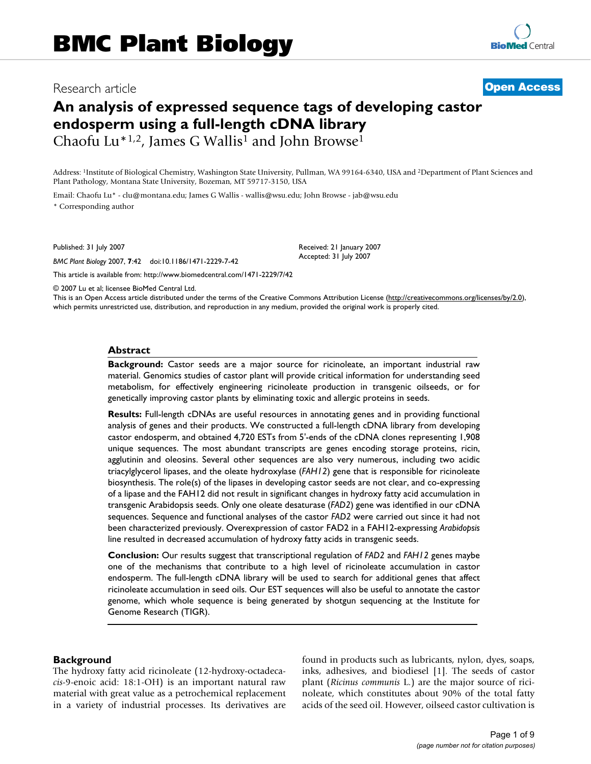# An analysis of expressed sequence tags of developing castor endosperm using a full-length cDNA library

Research article

**Open Access**

Chaofu Lu*[1,2], James G Wallis[1] and John Browse[1]

Address: [1]Institute of Biological Chemistry, Washington State University, Pullman, WA 99164-6340, USA and [2]Department of Plant Sciences and Plant Pathology, Montana State University, Bozeman, MT 59717-3150, USA

Email: Chaofu Lu* - clu@montana.edu; James G Wallis - wallis@wsu.edu; John Browse - jab@wsu.edu

* Corresponding author

Published: 31 July 2007

*BMC Plant Biology* 2007, **7**:42 doi:10.1186/1471-2229-7-42

Received: 21 January 2007
Accepted: 31 July 2007

This article is available from: http://www.biomedcentral.com/1471-2229/7/42

© 2007 Lu et al; licensee BioMed Central Ltd.
This is an Open Access article distributed under the terms of the Creative Commons Attribution License (http://creativecommons.org/licenses/by/2.0), which permits unrestricted use, distribution, and reproduction in any medium, provided the original work is properly cited.

## Abstract

**Background:** Castor seeds are a major source for ricinoleate, an important industrial raw material. Genomics studies of castor plant will provide critical information for understanding seed metabolism, for effectively engineering ricinoleate production in transgenic oilseeds, or for genetically improving castor plants by eliminating toxic and allergic proteins in seeds.

**Results:** Full-length cDNAs are useful resources in annotating genes and in providing functional analysis of genes and their products. We constructed a full-length cDNA library from developing castor endosperm, and obtained 4,720 ESTs from 5'-ends of the cDNA clones representing 1,908 unique sequences. The most abundant transcripts are genes encoding storage proteins, ricin, agglutinin and oleosins. Several other sequences are also very numerous, including two acidic triacylglycerol lipases, and the oleate hydroxylase (*FAH12*) gene that is responsible for ricinoleate biosynthesis. The role(s) of the lipases in developing castor seeds are not clear, and co-expressing of a lipase and the FAH12 did not result in significant changes in hydroxy fatty acid accumulation in transgenic Arabidopsis seeds. Only one oleate desaturase (*FAD2*) gene was identified in our cDNA sequences. Sequence and functional analyses of the castor *FAD2* were carried out since it had not been characterized previously. Overexpression of castor FAD2 in a FAH12-expressing *Arabidopsis* line resulted in decreased accumulation of hydroxy fatty acids in transgenic seeds.

**Conclusion:** Our results suggest that transcriptional regulation of *FAD2* and *FAH12* genes maybe one of the mechanisms that contribute to a high level of ricinoleate accumulation in castor endosperm. The full-length cDNA library will be used to search for additional genes that affect ricinoleate accumulation in seed oils. Our EST sequences will also be useful to annotate the castor genome, which whole sequence is being generated by shotgun sequencing at the Institute for Genome Research (TIGR).

## Background

The hydroxy fatty acid ricinoleate (12-hydroxy-octadeca-*cis*-9-enoic acid: 18:1-OH) is an important natural raw material with great value as a petrochemical replacement in a variety of industrial processes. Its derivatives are found in products such as lubricants, nylon, dyes, soaps, inks, adhesives, and biodiesel [1]. The seeds of castor plant (*Ricinus communis* L.) are the major source of ricinoleate, which constitutes about 90% of the total fatty acids of the seed oil. However, oilseed castor cultivation is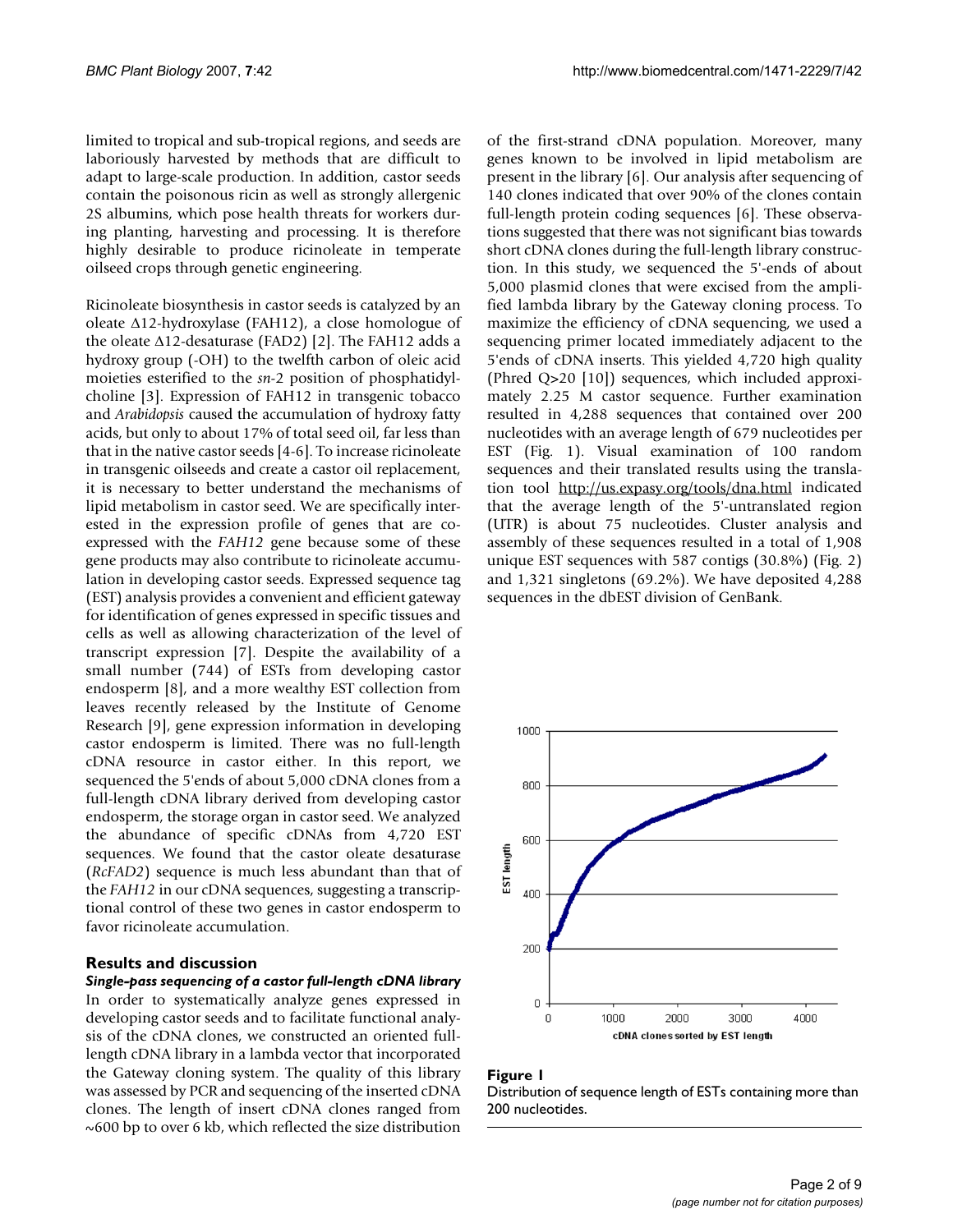limited to tropical and sub-tropical regions, and seeds are laboriously harvested by methods that are difficult to adapt to large-scale production. In addition, castor seeds contain the poisonous ricin as well as strongly allergenic 2S albumins, which pose health threats for workers during planting, harvesting and processing. It is therefore highly desirable to produce ricinoleate in temperate oilseed crops through genetic engineering.

Ricinoleate biosynthesis in castor seeds is catalyzed by an oleate Δ12-hydroxylase (FAH12), a close homologue of the oleate Δ12-desaturase (FAD2) [2]. The FAH12 adds a hydroxy group (-OH) to the twelfth carbon of oleic acid moieties esterified to the *sn*-2 position of phosphatidylcholine [3]. Expression of FAH12 in transgenic tobacco and *Arabidopsis* caused the accumulation of hydroxy fatty acids, but only to about 17% of total seed oil, far less than that in the native castor seeds [4-6]. To increase ricinoleate in transgenic oilseeds and create a castor oil replacement, it is necessary to better understand the mechanisms of lipid metabolism in castor seed. We are specifically interested in the expression profile of genes that are co-expressed with the *FAH12* gene because some of these gene products may also contribute to ricinoleate accumulation in developing castor seeds. Expressed sequence tag (EST) analysis provides a convenient and efficient gateway for identification of genes expressed in specific tissues and cells as well as allowing characterization of the level of transcript expression [7]. Despite the availability of a small number (744) of ESTs from developing castor endosperm [8], and a more wealthy EST collection from leaves recently released by the Institute of Genome Research [9], gene expression information in developing castor endosperm is limited. There was no full-length cDNA resource in castor either. In this report, we sequenced the 5'ends of about 5,000 cDNA clones from a full-length cDNA library derived from developing castor endosperm, the storage organ in castor seed. We analyzed the abundance of specific cDNAs from 4,720 EST sequences. We found that the castor oleate desaturase (*RcFAD2*) sequence is much less abundant than that of the *FAH12* in our cDNA sequences, suggesting a transcriptional control of these two genes in castor endosperm to favor ricinoleate accumulation.

## Results and discussion

### *Single-pass sequencing of a castor full-length cDNA library*

In order to systematically analyze genes expressed in developing castor seeds and to facilitate functional analysis of the cDNA clones, we constructed an oriented full-length cDNA library in a lambda vector that incorporated the Gateway cloning system. The quality of this library was assessed by PCR and sequencing of the inserted cDNA clones. The length of insert cDNA clones ranged from ~600 bp to over 6 kb, which reflected the size distribution of the first-strand cDNA population. Moreover, many genes known to be involved in lipid metabolism are present in the library [6]. Our analysis after sequencing of 140 clones indicated that over 90% of the clones contain full-length protein coding sequences [6]. These observations suggested that there was not significant bias towards short cDNA clones during the full-length library construction. In this study, we sequenced the 5'-ends of about 5,000 plasmid clones that were excised from the amplified lambda library by the Gateway cloning process. To maximize the efficiency of cDNA sequencing, we used a sequencing primer located immediately adjacent to the 5'ends of cDNA inserts. This yielded 4,720 high quality (Phred Q>20 [10]) sequences, which included approximately 2.25 M castor sequence. Further examination resulted in 4,288 sequences that contained over 200 nucleotides with an average length of 679 nucleotides per EST (Fig. 1). Visual examination of 100 random sequences and their translated results using the translation tool http://us.expasy.org/tools/dna.html indicated that the average length of the 5'-untranslated region (UTR) is about 75 nucleotides. Cluster analysis and assembly of these sequences resulted in a total of 1,908 unique EST sequences with 587 contigs (30.8%) (Fig. 2) and 1,321 singletons (69.2%). We have deposited 4,288 sequences in the dbEST division of GenBank.

**Figure 1**
Distribution of sequence length of ESTs containing more than 200 nucleotides.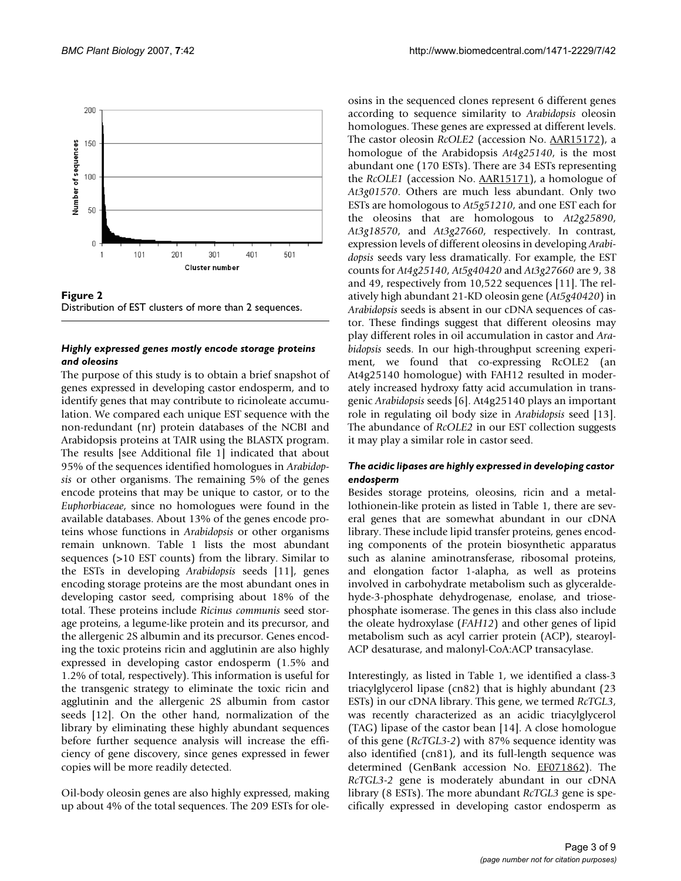**Figure 2**
Distribution of EST clusters of more than 2 sequences.

### *Highly expressed genes mostly encode storage proteins and oleosins*

The purpose of this study is to obtain a brief snapshot of genes expressed in developing castor endosperm, and to identify genes that may contribute to ricinoleate accumulation. We compared each unique EST sequence with the non-redundant (nr) protein databases of the NCBI and Arabidopsis proteins at TAIR using the BLASTX program. The results [see Additional file 1] indicated that about 95% of the sequences identified homologues in *Arabidopsis* or other organisms. The remaining 5% of the genes encode proteins that may be unique to castor, or to the *Euphorbiaceae*, since no homologues were found in the available databases. About 13% of the genes encode proteins whose functions in *Arabidopsis* or other organisms remain unknown. Table 1 lists the most abundant sequences (>10 EST counts) from the library. Similar to the ESTs in developing *Arabidopsis* seeds [11], genes encoding storage proteins are the most abundant ones in developing castor seed, comprising about 18% of the total. These proteins include *Ricinus communis* seed storage proteins, a legume-like protein and its precursor, and the allergenic 2S albumin and its precursor. Genes encoding the toxic proteins ricin and agglutinin are also highly expressed in developing castor endosperm (1.5% and 1.2% of total, respectively). This information is useful for the transgenic strategy to eliminate the toxic ricin and agglutinin and the allergenic 2S albumin from castor seeds [12]. On the other hand, normalization of the library by eliminating these highly abundant sequences before further sequence analysis will increase the efficiency of gene discovery, since genes expressed in fewer copies will be more readily detected.

Oil-body oleosin genes are also highly expressed, making up about 4% of the total sequences. The 209 ESTs for oleosins in the sequenced clones represent 6 different genes according to sequence similarity to *Arabidopsis* oleosin homologues. These genes are expressed at different levels. The castor oleosin *RcOLE2* (accession No. AAR15172), a homologue of the Arabidopsis *At4g25140*, is the most abundant one (170 ESTs). There are 34 ESTs representing the *RcOLE1* (accession No. AAR15171), a homologue of *At3g01570*. Others are much less abundant. Only two ESTs are homologous to *At5g51210*, and one EST each for the oleosins that are homologous to *At2g25890*, *At3g18570*, and *At3g27660*, respectively. In contrast, expression levels of different oleosins in developing *Arabidopsis* seeds vary less dramatically. For example, the EST counts for *At4g25140*, *At5g40420* and *At3g27660* are 9, 38 and 49, respectively from 10,522 sequences [11]. The relatively high abundant 21-KD oleosin gene (*At5g40420*) in *Arabidopsis* seeds is absent in our cDNA sequences of castor. These findings suggest that different oleosins may play different roles in oil accumulation in castor and *Arabidopsis* seeds. In our high-throughput screening experiment, we found that co-expressing RcOLE2 (an At4g25140 homologue) with FAH12 resulted in moderately increased hydroxy fatty acid accumulation in transgenic *Arabidopsis* seeds [6]. At4g25140 plays an important role in regulating oil body size in *Arabidopsis* seed [13]. The abundance of *RcOLE2* in our EST collection suggests it may play a similar role in castor seed.

### *The acidic lipases are highly expressed in developing castor endosperm*

Besides storage proteins, oleosins, ricin and a metallothionein-like protein as listed in Table 1, there are several genes that are somewhat abundant in our cDNA library. These include lipid transfer proteins, genes encoding components of the protein biosynthetic apparatus such as alanine aminotransferase, ribosomal proteins, and elongation factor 1-alapha, as well as proteins involved in carbohydrate metabolism such as glyceraldehyde-3-phosphate dehydrogenase, enolase, and triosephosphate isomerase. The genes in this class also include the oleate hydroxylase (*FAH12*) and other genes of lipid metabolism such as acyl carrier protein (ACP), stearoyl-ACP desaturase, and malonyl-CoA:ACP transacylase.

Interestingly, as listed in Table 1, we identified a class-3 triacylglycerol lipase (cn82) that is highly abundant (23 ESTs) in our cDNA library. This gene, we termed *RcTGL3*, was recently characterized as an acidic triacylglycerol (TAG) lipase of the castor bean [14]. A close homologue of this gene (*RcTGL3-2*) with 87% sequence identity was also identified (cn81), and its full-length sequence was determined (GenBank accession No. EF071862). The *RcTGL3-2* gene is moderately abundant in our cDNA library (8 ESTs). The more abundant *RcTGL3* gene is specifically expressed in developing castor endosperm as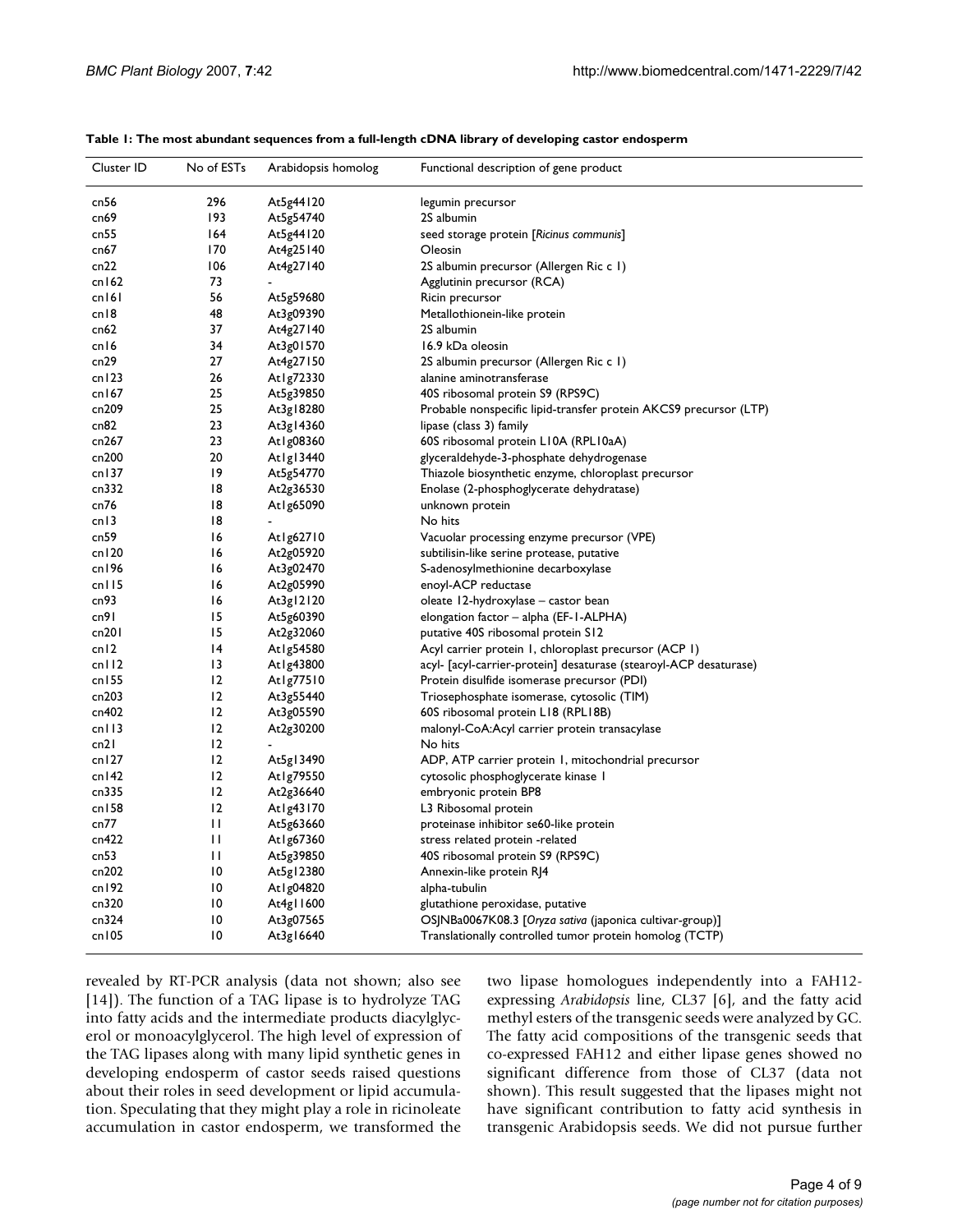**Table 1: The most abundant sequences from a full-length cDNA library of developing castor endosperm**

| Cluster ID | No of ESTs | Arabidopsis homolog | Functional description of gene product |
| --- | --- | --- | --- |
| cn56 | 296 | At5g44120 | legumin precursor |
| cn69 | 193 | At5g54740 | 2S albumin |
| cn55 | 164 | At5g44120 | seed storage protein [*Ricinus communis*] |
| cn67 | 170 | At4g25140 | Oleosin |
| cn22 | 106 | At4g27140 | 2S albumin precursor (Allergen Ric c 1) |
| cn162 | 73 | - | Agglutinin precursor (RCA) |
| cn161 | 56 | At5g59680 | Ricin precursor |
| cn18 | 48 | At3g09390 | Metallothionein-like protein |
| cn62 | 37 | At4g27140 | 2S albumin |
| cn16 | 34 | At3g01570 | 16.9 kDa oleosin |
| cn29 | 27 | At4g27150 | 2S albumin precursor (Allergen Ric c 1) |
| cn123 | 26 | At1g72330 | alanine aminotransferase |
| cn167 | 25 | At5g39850 | 40S ribosomal protein S9 (RPS9C) |
| cn209 | 25 | At3g18280 | Probable nonspecific lipid-transfer protein AKCS9 precursor (LTP) |
| cn82 | 23 | At3g14360 | lipase (class 3) family |
| cn267 | 23 | At1g08360 | 60S ribosomal protein L10A (RPL10aA) |
| cn200 | 20 | At1g13440 | glyceraldehyde-3-phosphate dehydrogenase |
| cn137 | 19 | At5g54770 | Thiazole biosynthetic enzyme, chloroplast precursor |
| cn332 | 18 | At2g36530 | Enolase (2-phosphoglycerate dehydratase) |
| cn76 | 18 | At1g65090 | unknown protein |
| cn13 | 18 | - | No hits |
| cn59 | 16 | At1g62710 | Vacuolar processing enzyme precursor (VPE) |
| cn120 | 16 | At2g05920 | subtilisin-like serine protease, putative |
| cn196 | 16 | At3g02470 | S-adenosylmethionine decarboxylase |
| cn115 | 16 | At2g05990 | enoyl-ACP reductase |
| cn93 | 16 | At3g12120 | oleate 12-hydroxylase – castor bean |
| cn91 | 15 | At5g60390 | elongation factor – alpha (EF-1-ALPHA) |
| cn201 | 15 | At2g32060 | putative 40S ribosomal protein S12 |
| cn12 | 14 | At1g54580 | Acyl carrier protein 1, chloroplast precursor (ACP 1) |
| cn112 | 13 | At1g43800 | acyl- [acyl-carrier-protein] desaturase (stearoyl-ACP desaturase) |
| cn155 | 12 | At1g77510 | Protein disulfide isomerase precursor (PDI) |
| cn203 | 12 | At3g55440 | Triosephosphate isomerase, cytosolic (TIM) |
| cn402 | 12 | At3g05590 | 60S ribosomal protein L18 (RPL18B) |
| cn113 | 12 | At2g30200 | malonyl-CoA:Acyl carrier protein transacylase |
| cn21 | 12 | - | No hits |
| cn127 | 12 | At5g13490 | ADP, ATP carrier protein 1, mitochondrial precursor |
| cn142 | 12 | At1g79550 | cytosolic phosphoglycerate kinase 1 |
| cn335 | 12 | At2g36640 | embryonic protein BP8 |
| cn158 | 12 | At1g43170 | L3 Ribosomal protein |
| cn77 | 11 | At5g63660 | proteinase inhibitor se60-like protein |
| cn422 | 11 | At1g67360 | stress related protein -related |
| cn53 | 11 | At5g39850 | 40S ribosomal protein S9 (RPS9C) |
| cn202 | 10 | At5g12380 | Annexin-like protein RJ4 |
| cn192 | 10 | At1g04820 | alpha-tubulin |
| cn320 | 10 | At4g11600 | glutathione peroxidase, putative |
| cn324 | 10 | At3g07565 | OSJNBa0067K08.3 [*Oryza sativa* (japonica cultivar-group)] |
| cn105 | 10 | At3g16640 | Translationally controlled tumor protein homolog (TCTP) |

revealed by RT-PCR analysis (data not shown; also see [14]). The function of a TAG lipase is to hydrolyze TAG into fatty acids and the intermediate products diacylglycerol or monoacylglycerol. The high level of expression of the TAG lipases along with many lipid synthetic genes in developing endosperm of castor seeds raised questions about their roles in seed development or lipid accumulation. Speculating that they might play a role in ricinoleate accumulation in castor endosperm, we transformed the two lipase homologues independently into a FAH12-expressing *Arabidopsis* line, CL37 [6], and the fatty acid methyl esters of the transgenic seeds were analyzed by GC. The fatty acid compositions of the transgenic seeds that co-expressed FAH12 and either lipase genes showed no significant difference from those of CL37 (data not shown). This result suggested that the lipases might not have significant contribution to fatty acid synthesis in transgenic Arabidopsis seeds. We did not pursue further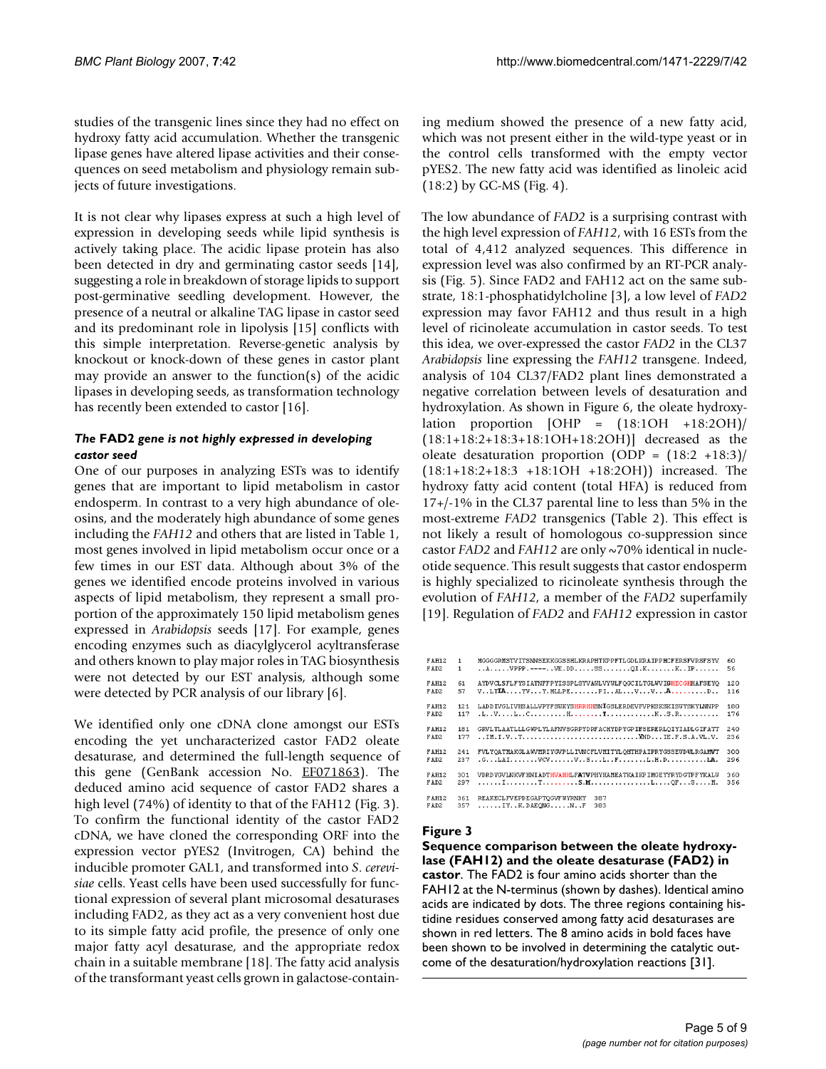studies of the transgenic lines since they had no effect on hydroxy fatty acid accumulation. Whether the transgenic lipase genes have altered lipase activities and their consequences on seed metabolism and physiology remain subjects of future investigations.

It is not clear why lipases express at such a high level of expression in developing seeds while lipid synthesis is actively taking place. The acidic lipase protein has also been detected in dry and germinating castor seeds [14], suggesting a role in breakdown of storage lipids to support post-germinative seedling development. However, the presence of a neutral or alkaline TAG lipase in castor seed and its predominant role in lipolysis [15] conflicts with this simple interpretation. Reverse-genetic analysis by knockout or knock-down of these genes in castor plant may provide an answer to the function(s) of the acidic lipases in developing seeds, as transformation technology has recently been extended to castor [16].

### *The* FAD2 *gene is not highly expressed in developing castor seed*

One of our purposes in analyzing ESTs was to identify genes that are important to lipid metabolism in castor endosperm. In contrast to a very high abundance of oleosins, and the moderately high abundance of some genes including the *FAH12* and others that are listed in Table 1, most genes involved in lipid metabolism occur once or a few times in our EST data. Although about 3% of the genes we identified encode proteins involved in various aspects of lipid metabolism, they represent a small proportion of the approximately 150 lipid metabolism genes expressed in *Arabidopsis* seeds [17]. For example, genes encoding enzymes such as diacylglycerol acyltransferase and others known to play major roles in TAG biosynthesis were not detected by our EST analysis, although some were detected by PCR analysis of our library [6].

We identified only one cDNA clone amongst our ESTs encoding the yet uncharacterized castor FAD2 oleate desaturase, and determined the full-length sequence of this gene (GenBank accession No. EF071863). The deduced amino acid sequence of castor FAD2 shares a high level (74%) of identity to that of the FAH12 (Fig. 3). To confirm the functional identity of the castor FAD2 cDNA, we have cloned the corresponding ORF into the expression vector pYES2 (Invitrogen, CA) behind the inducible promoter GAL1, and transformed into *S. cerevisiae* cells. Yeast cells have been used successfully for functional expression of several plant microsomal desaturases including FAD2, as they act as a very convenient host due to its simple fatty acid profile, the presence of only one major fatty acyl desaturase, and the appropriate redox chain in a suitable membrane [18]. The fatty acid analysis of the transformant yeast cells grown in galactose-containing medium showed the presence of a new fatty acid, which was not present either in the wild-type yeast or in the control cells transformed with the empty vector pYES2. The new fatty acid was identified as linoleic acid (18:2) by GC-MS (Fig. 4).

The low abundance of *FAD2* is a surprising contrast with the high level expression of *FAH12*, with 16 ESTs from the total of 4,412 analyzed sequences. This difference in expression level was also confirmed by an RT-PCR analysis (Fig. 5). Since FAD2 and FAH12 act on the same substrate, 18:1-phosphatidylcholine [3], a low level of *FAD2* expression may favor FAH12 and thus result in a high level of ricinoleate accumulation in castor seeds. To test this idea, we over-expressed the castor *FAD2* in the CL37 *Arabidopsis* line expressing the *FAH12* transgene. Indeed, analysis of 104 CL37/FAD2 plant lines demonstrated a negative correlation between levels of desaturation and hydroxylation. As shown in Figure 6, the oleate hydroxylation proportion [OHP = (18:1OH +18:2OH)/(18:1+18:2+18:3+18:1OH+18:2OH)] decreased as the oleate desaturation proportion (ODP = (18:2 +18:3)/(18:1+18:2+18:3 +18:1OH +18:2OH)) increased. The hydroxy fatty acid content (total HFA) is reduced from 17+/-1% in the CL37 parental line to less than 5% in the most-extreme *FAD2* transgenics (Table 2). This effect is not likely a result of homologous co-suppression since castor *FAD2* and *FAH12* are only ~70% identical in nucleotide sequence. This result suggests that castor endosperm is highly specialized to ricinoleate synthesis through the evolution of *FAH12*, a member of the *FAD2* superfamily [19]. Regulation of *FAD2* and *FAH12* expression in castor

```
FAH12   1   MGGGGRMSTVITSNNSEKKGGSSHLKRAPHTKPPFTLGDLKRAIPPHCFERSFVRSFSYV   60
FAD2    1   ..A.....VPPP.----..VE.DD.....SS.......QI.K.......K..IP......   56

FAH12  61   AYDVCLSFLFYSIATNFFPYISSPLSYVAWLVYWLFQGCILTGLWVIGHECGHHAFSEYQ  120
FAD2   57   V..LTIA....TV...Y.HLLPE.......PI..AL...V...V...A.........D..  116

FAH12 121   LADDIVGLIVHSALLVPYFSWKYSHRRHHSNIGSLERDEVFVPKSKSKISWYSKYLNNPP  180
FAD2  117   .L..V....L..C.........H........T............K..S.R..........  176

FAH12 181   GRVLTLAATLLLGWPLYLAFNVSGRPYDRFACHYDPYGPIFSERERLQIYIADLGIFATT  240
FAD2  177   ..IM.I.V..T............................MND...IE.F.S.A.VL.V.  236

FAH12 241   FVLYQATMAKGLAWVMRIYGVPLLIVNCFLVMITYLQHTHPAIPRYGSSEWDWLRGAMVT  300
FAD2  237   .G...LAI.......VCV......V..S...L..F.......L.H.D..........LA.  296

FAH12 301   VDRDYGVLNKVFHNIADTHVAHHLFATVPHYHAMEATKAIKPIMGEYYRYDGTPFYKALW  360
FAD2  297   ......I........T.........S.M...............L....QF...S....M.  356

FAH12 361   REAKECLFVEPDEGAPTQGVFWYRNKY   387
FAD2  357   ......IY..K.DAEQNG.....N..F   383
```

**Figure 3**

**Sequence comparison between the oleate hydroxylase (FAH12) and the oleate desaturase (FAD2) in castor**. The FAD2 is four amino acids shorter than the FAH12 at the N-terminus (shown by dashes). Identical amino acids are indicated by dots. The three regions containing histidine residues conserved among fatty acid desaturases are shown in red letters. The 8 amino acids in bold faces have been shown to be involved in determining the catalytic outcome of the desaturation/hydroxylation reactions [31].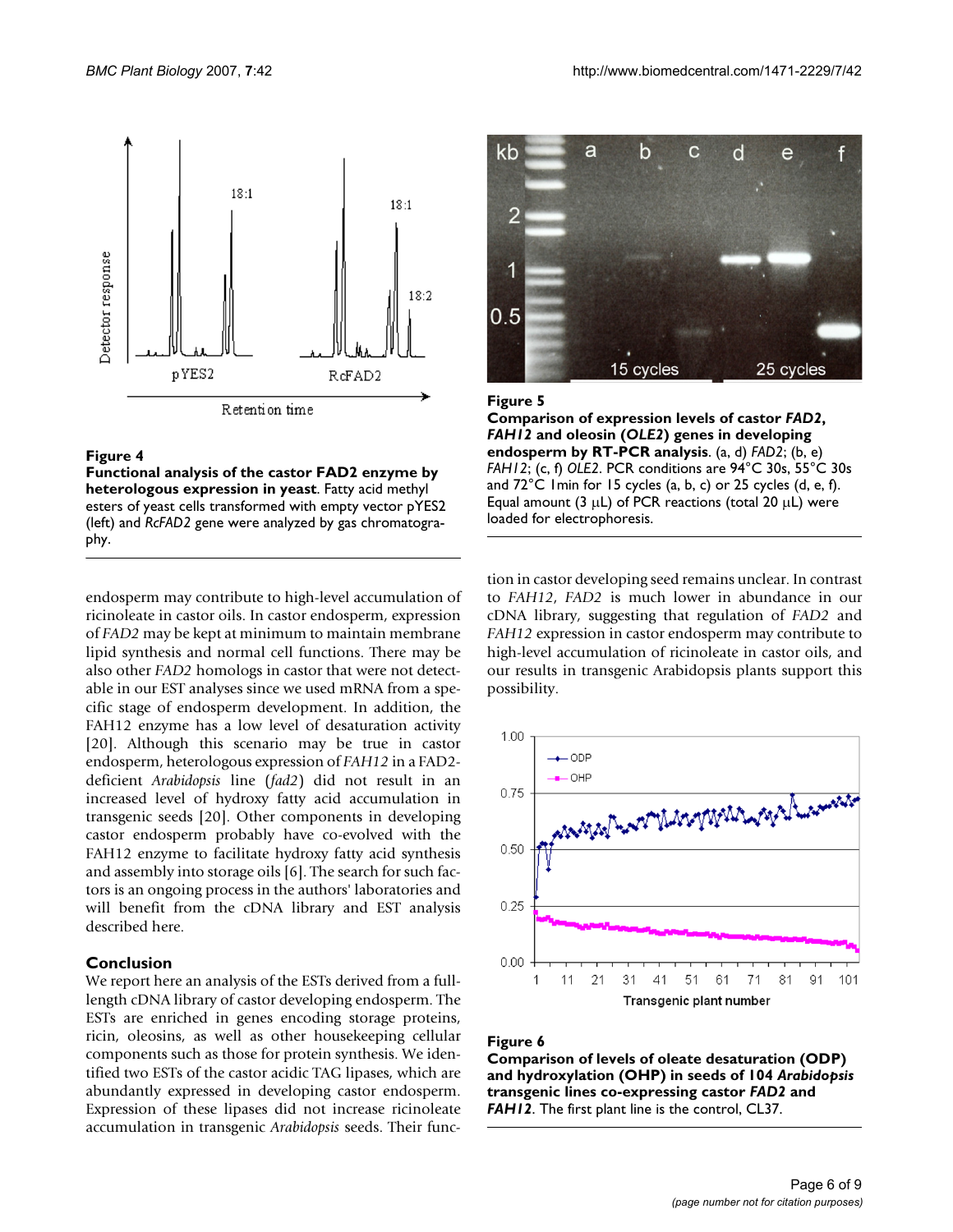**Figure 4**

**Functional analysis of the castor FAD2 enzyme by heterologous expression in yeast**. Fatty acid methyl esters of yeast cells transformed with empty vector pYES2 (left) and *RcFAD2* gene were analyzed by gas chromatography.

**Figure 5**

**Comparison of expression levels of castor *FAD2*, *FAH12* and oleosin (*OLE2*) genes in developing endosperm by RT-PCR analysis**. (a, d) *FAD2*; (b, e) *FAH12*; (c, f) *OLE2*. PCR conditions are 94°C 30s, 55°C 30s and 72°C 1min for 15 cycles (a, b, c) or 25 cycles (d, e, f). Equal amount (3 μL) of PCR reactions (total 20 μL) were loaded for electrophoresis.

endosperm may contribute to high-level accumulation of ricinoleate in castor oils. In castor endosperm, expression of *FAD2* may be kept at minimum to maintain membrane lipid synthesis and normal cell functions. There may be also other *FAD2* homologs in castor that were not detectable in our EST analyses since we used mRNA from a specific stage of endosperm development. In addition, the FAH12 enzyme has a low level of desaturation activity [20]. Although this scenario may be true in castor endosperm, heterologous expression of *FAH12* in a FAD2-deficient *Arabidopsis* line (*fad2*) did not result in an increased level of hydroxy fatty acid accumulation in transgenic seeds [20]. Other components in developing castor endosperm probably have co-evolved with the FAH12 enzyme to facilitate hydroxy fatty acid synthesis and assembly into storage oils [6]. The search for such factors is an ongoing process in the authors' laboratories and will benefit from the cDNA library and EST analysis described here.

## Conclusion

We report here an analysis of the ESTs derived from a full-length cDNA library of castor developing endosperm. The ESTs are enriched in genes encoding storage proteins, ricin, oleosins, as well as other housekeeping cellular components such as those for protein synthesis. We identified two ESTs of the castor acidic TAG lipases, which are abundantly expressed in developing castor endosperm. Expression of these lipases did not increase ricinoleate accumulation in transgenic *Arabidopsis* seeds. Their function in castor developing seed remains unclear. In contrast to *FAH12*, *FAD2* is much lower in abundance in our cDNA library, suggesting that regulation of *FAD2* and *FAH12* expression in castor endosperm may contribute to high-level accumulation of ricinoleate in castor oils, and our results in transgenic Arabidopsis plants support this possibility.

**Figure 6**

**Comparison of levels of oleate desaturation (ODP) and hydroxylation (OHP) in seeds of 104 *Arabidopsis* transgenic lines co-expressing castor *FAD2* and *FAH12***. The first plant line is the control, CL37.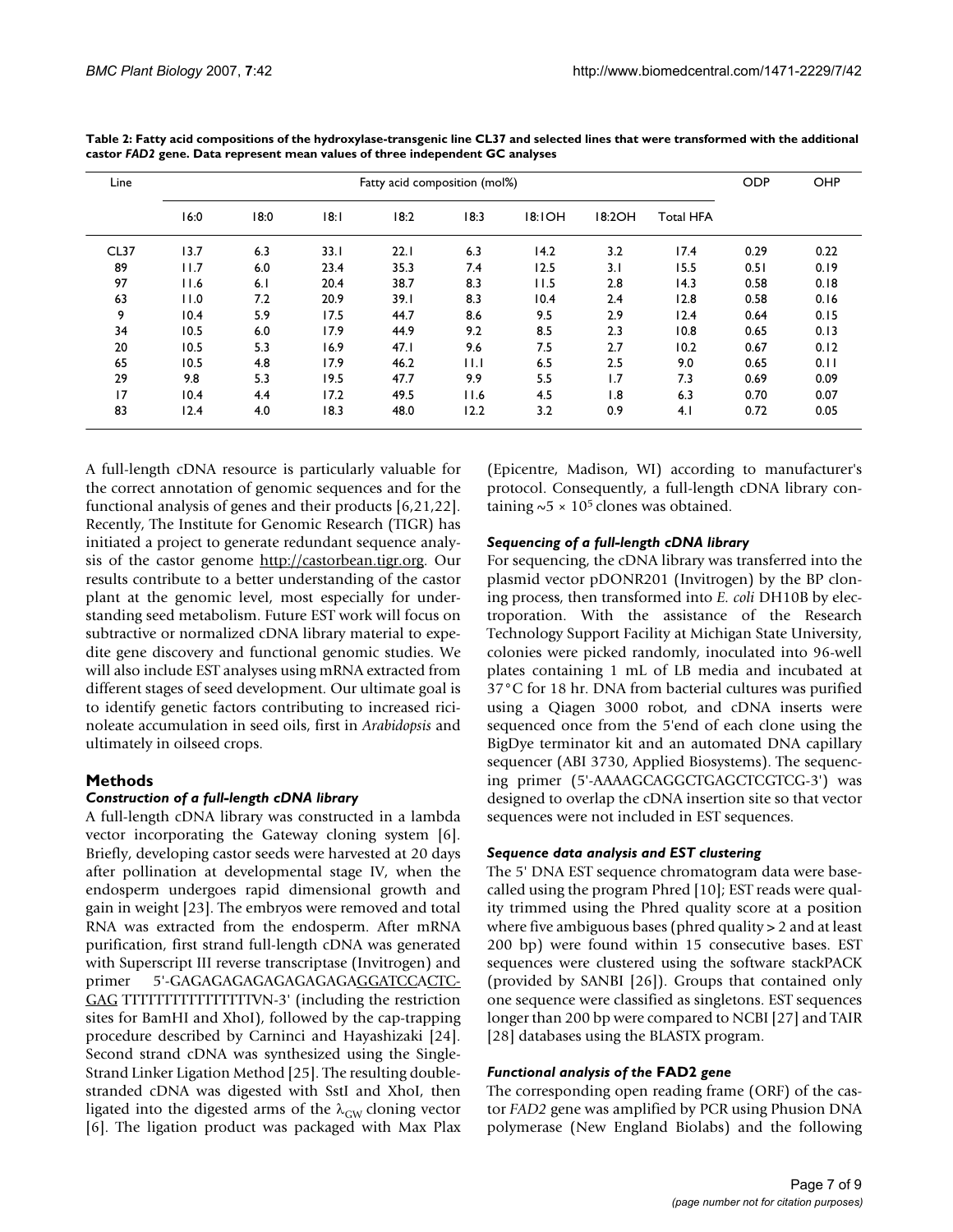**Table 2: Fatty acid compositions of the hydroxylase-transgenic line CL37 and selected lines that were transformed with the additional castor *FAD2* gene. Data represent mean values of three independent GC analyses**

| Line | Fatty acid composition (mol%) | | | | | | | | ODP | OHP |
|---|---|---|---|---|---|---|---|---|---|---|
| | 16:0 | 18:0 | 18:1 | 18:2 | 18:3 | 18:1OH | 18:2OH | Total HFA | | |
| CL37 | 13.7 | 6.3 | 33.1 | 22.1 | 6.3 | 14.2 | 3.2 | 17.4 | 0.29 | 0.22 |
| 89 | 11.7 | 6.0 | 23.4 | 35.3 | 7.4 | 12.5 | 3.1 | 15.5 | 0.51 | 0.19 |
| 97 | 11.6 | 6.1 | 20.4 | 38.7 | 8.3 | 11.5 | 2.8 | 14.3 | 0.58 | 0.18 |
| 63 | 11.0 | 7.2 | 20.9 | 39.1 | 8.3 | 10.4 | 2.4 | 12.8 | 0.58 | 0.16 |
| 9 | 10.4 | 5.9 | 17.5 | 44.7 | 8.6 | 9.5 | 2.9 | 12.4 | 0.64 | 0.15 |
| 34 | 10.5 | 6.0 | 17.9 | 44.9 | 9.2 | 8.5 | 2.3 | 10.8 | 0.65 | 0.13 |
| 20 | 10.5 | 5.3 | 16.9 | 47.1 | 9.6 | 7.5 | 2.7 | 10.2 | 0.67 | 0.12 |
| 65 | 10.5 | 4.8 | 17.9 | 46.2 | 11.1 | 6.5 | 2.5 | 9.0 | 0.65 | 0.11 |
| 29 | 9.8 | 5.3 | 19.5 | 47.7 | 9.9 | 5.5 | 1.7 | 7.3 | 0.69 | 0.09 |
| 17 | 10.4 | 4.4 | 17.2 | 49.5 | 11.6 | 4.5 | 1.8 | 6.3 | 0.70 | 0.07 |
| 83 | 12.4 | 4.0 | 18.3 | 48.0 | 12.2 | 3.2 | 0.9 | 4.1 | 0.72 | 0.05 |

A full-length cDNA resource is particularly valuable for the correct annotation of genomic sequences and for the functional analysis of genes and their products [6,21,22]. Recently, The Institute for Genomic Research (TIGR) has initiated a project to generate redundant sequence analysis of the castor genome http://castorbean.tigr.org. Our results contribute to a better understanding of the castor plant at the genomic level, most especially for understanding seed metabolism. Future EST work will focus on subtractive or normalized cDNA library material to expedite gene discovery and functional genomic studies. We will also include EST analyses using mRNA extracted from different stages of seed development. Our ultimate goal is to identify genetic factors contributing to increased ricinoleate accumulation in seed oils, first in *Arabidopsis* and ultimately in oilseed crops.

## Methods

### Construction of a full-length cDNA library

A full-length cDNA library was constructed in a lambda vector incorporating the Gateway cloning system [6]. Briefly, developing castor seeds were harvested at 20 days after pollination at developmental stage IV, when the endosperm undergoes rapid dimensional growth and gain in weight [23]. The embryos were removed and total RNA was extracted from the endosperm. After mRNA purification, first strand full-length cDNA was generated with Superscript III reverse transcriptase (Invitrogen) and primer 5'-GAGAGAGAGAGAGAGAGAGGATCCACTCGAG TTTTTTTTTTTTTTTTVN-3' (including the restriction sites for BamHI and XhoI), followed by the cap-trapping procedure described by Carninci and Hayashizaki [24]. Second strand cDNA was synthesized using the Single-Strand Linker Ligation Method [25]. The resulting double-stranded cDNA was digested with SstI and XhoI, then ligated into the digested arms of the $\lambda_{GW}$ cloning vector [6]. The ligation product was packaged with Max Plax (Epicentre, Madison, WI) according to manufacturer's protocol. Consequently, a full-length cDNA library containing $\sim 5 \times 10^5$ clones was obtained.

### Sequencing of a full-length cDNA library

For sequencing, the cDNA library was transferred into the plasmid vector pDONR201 (Invitrogen) by the BP cloning process, then transformed into *E. coli* DH10B by electroporation. With the assistance of the Research Technology Support Facility at Michigan State University, colonies were picked randomly, inoculated into 96-well plates containing 1 mL of LB media and incubated at 37°C for 18 hr. DNA from bacterial cultures was purified using a Qiagen 3000 robot, and cDNA inserts were sequenced once from the 5'end of each clone using the BigDye terminator kit and an automated DNA capillary sequencer (ABI 3730, Applied Biosystems). The sequencing primer (5'-AAAAGCAGGCTGAGCTCGTCG-3') was designed to overlap the cDNA insertion site so that vector sequences were not included in EST sequences.

### Sequence data analysis and EST clustering

The 5' DNA EST sequence chromatogram data were base-called using the program Phred [10]; EST reads were quality trimmed using the Phred quality score at a position where five ambiguous bases (phred quality > 2 and at least 200 bp) were found within 15 consecutive bases. EST sequences were clustered using the software stackPACK (provided by SANBI [26]). Groups that contained only one sequence were classified as singletons. EST sequences longer than 200 bp were compared to NCBI [27] and TAIR [28] databases using the BLASTX program.

### Functional analysis of the *FAD2* gene

The corresponding open reading frame (ORF) of the castor *FAD2* gene was amplified by PCR using Phusion DNA polymerase (New England Biolabs) and the following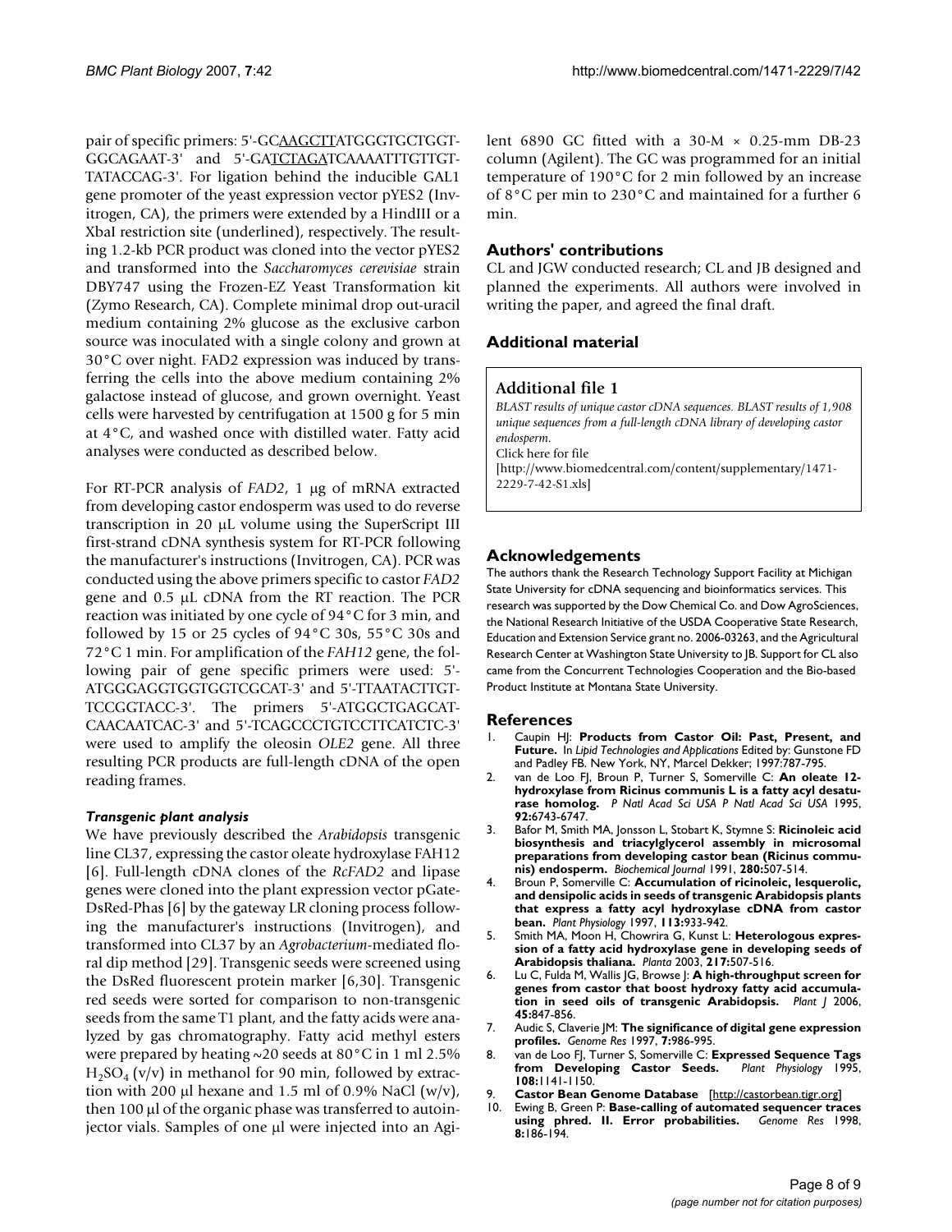pair of specific primers: 5'-GCAAGCTTATGGGTGCTGGT-GGCAGAAT-3' and 5'-GATCTAGATCAAAATTTGTTGT-TATACCAG-3'. For ligation behind the inducible GAL1 gene promoter of the yeast expression vector pYES2 (Invitrogen, CA), the primers were extended by a HindIII or a XbaI restriction site (underlined), respectively. The resulting 1.2-kb PCR product was cloned into the vector pYES2 and transformed into the *Saccharomyces cerevisiae* strain DBY747 using the Frozen-EZ Yeast Transformation kit (Zymo Research, CA). Complete minimal drop out-uracil medium containing 2% glucose as the exclusive carbon source was inoculated with a single colony and grown at 30°C over night. FAD2 expression was induced by transferring the cells into the above medium containing 2% galactose instead of glucose, and grown overnight. Yeast cells were harvested by centrifugation at 1500 g for 5 min at 4°C, and washed once with distilled water. Fatty acid analyses were conducted as described below.

For RT-PCR analysis of *FAD2*, 1 μg of mRNA extracted from developing castor endosperm was used to do reverse transcription in 20 μL volume using the SuperScript III first-strand cDNA synthesis system for RT-PCR following the manufacturer's instructions (Invitrogen, CA). PCR was conducted using the above primers specific to castor *FAD2* gene and 0.5 μL cDNA from the RT reaction. The PCR reaction was initiated by one cycle of 94°C for 3 min, and followed by 15 or 25 cycles of 94°C 30s, 55°C 30s and 72°C 1 min. For amplification of the *FAH12* gene, the following pair of gene specific primers were used: 5'-ATGGGAGGTGGTGGTCGCAT-3' and 5'-TTAATACTTGT-TCCGGTACC-3'. The primers 5'-ATGGCTGAGCAT-CAACAATCAC-3' and 5'-TCAGCCCTGTCCTTCATCTC-3' were used to amplify the oleosin *OLE2* gene. All three resulting PCR products are full-length cDNA of the open reading frames.

### *Transgenic plant analysis*

We have previously described the *Arabidopsis* transgenic line CL37, expressing the castor oleate hydroxylase FAH12 [6]. Full-length cDNA clones of the *RcFAD2* and lipase genes were cloned into the plant expression vector pGate-DsRed-Phas [6] by the gateway LR cloning process following the manufacturer's instructions (Invitrogen), and transformed into CL37 by an *Agrobacterium*-mediated floral dip method [29]. Transgenic seeds were screened using the DsRed fluorescent protein marker [6,30]. Transgenic red seeds were sorted for comparison to non-transgenic seeds from the same T1 plant, and the fatty acids were analyzed by gas chromatography. Fatty acid methyl esters were prepared by heating ~20 seeds at 80°C in 1 ml 2.5% $H_2SO_4$ (v/v) in methanol for 90 min, followed by extraction with 200 μl hexane and 1.5 ml of 0.9% NaCl (w/v), then 100 μl of the organic phase was transferred to autoinjector vials. Samples of one μl were injected into an Agilent 6890 GC fitted with a 30-M × 0.25-mm DB-23 column (Agilent). The GC was programmed for an initial temperature of 190°C for 2 min followed by an increase of 8°C per min to 230°C and maintained for a further 6 min.

## Authors' contributions

CL and JGW conducted research; CL and JB designed and planned the experiments. All authors were involved in writing the paper, and agreed the final draft.

## Additional material

**Additional file 1**

*BLAST results of unique castor cDNA sequences. BLAST results of 1,908 unique sequences from a full-length cDNA library of developing castor endosperm.*

Click here for file

[http://www.biomedcentral.com/content/supplementary/1471-2229-7-42-S1.xls]

## Acknowledgements

The authors thank the Research Technology Support Facility at Michigan State University for cDNA sequencing and bioinformatics services. This research was supported by the Dow Chemical Co. and Dow AgroSciences, the National Research Initiative of the USDA Cooperative State Research, Education and Extension Service grant no. 2006-03263, and the Agricultural Research Center at Washington State University to JB. Support for CL also came from the Concurrent Technologies Cooperation and the Bio-based Product Institute at Montana State University.

## References

1. Caupin HJ: **Products from Castor Oil: Past, Present, and Future.** In *Lipid Technologies and Applications* Edited by: Gunstone FD and Padley FB. New York, NY, Marcel Dekker; 1997:787-795.
2. van de Loo FJ, Broun P, Turner S, Somerville C: **An oleate 12-hydroxylase from Ricinus communis L is a fatty acyl desaturase homolog.** *P Natl Acad Sci USA P Natl Acad Sci USA* 1995, **92:**6743-6747.
3. Bafor M, Smith MA, Jonsson L, Stobart K, Stymne S: **Ricinoleic acid biosynthesis and triacylglycerol assembly in microsomal preparations from developing castor bean (Ricinus communis) endosperm.** *Biochemical Journal* 1991, **280:**507-514.
4. Broun P, Somerville C: **Accumulation of ricinoleic, lesquerolic, and densipolic acids in seeds of transgenic Arabidopsis plants that express a fatty acyl hydroxylase cDNA from castor bean.** *Plant Physiology* 1997, **113:**933-942.
5. Smith MA, Moon H, Chowrira G, Kunst L: **Heterologous expression of a fatty acid hydroxylase gene in developing seeds of Arabidopsis thaliana.** *Planta* 2003, **217:**507-516.
6. Lu C, Fulda M, Wallis JG, Browse J: **A high-throughput screen for genes from castor that boost hydroxy fatty acid accumulation in seed oils of transgenic Arabidopsis.** *Plant J* 2006, **45:**847-856.
7. Audic S, Claverie JM: **The significance of digital gene expression profiles.** *Genome Res* 1997, **7:**986-995.
8. van de Loo FJ, Turner S, Somerville C: **Expressed Sequence Tags from Developing Castor Seeds.** *Plant Physiology* 1995, **108:**1141-1150.
9. **Castor Bean Genome Database** [http://castorbean.tigr.org]
10. Ewing B, Green P: **Base-calling of automated sequencer traces using phred. II. Error probabilities.** *Genome Res* 1998, **8:**186-194.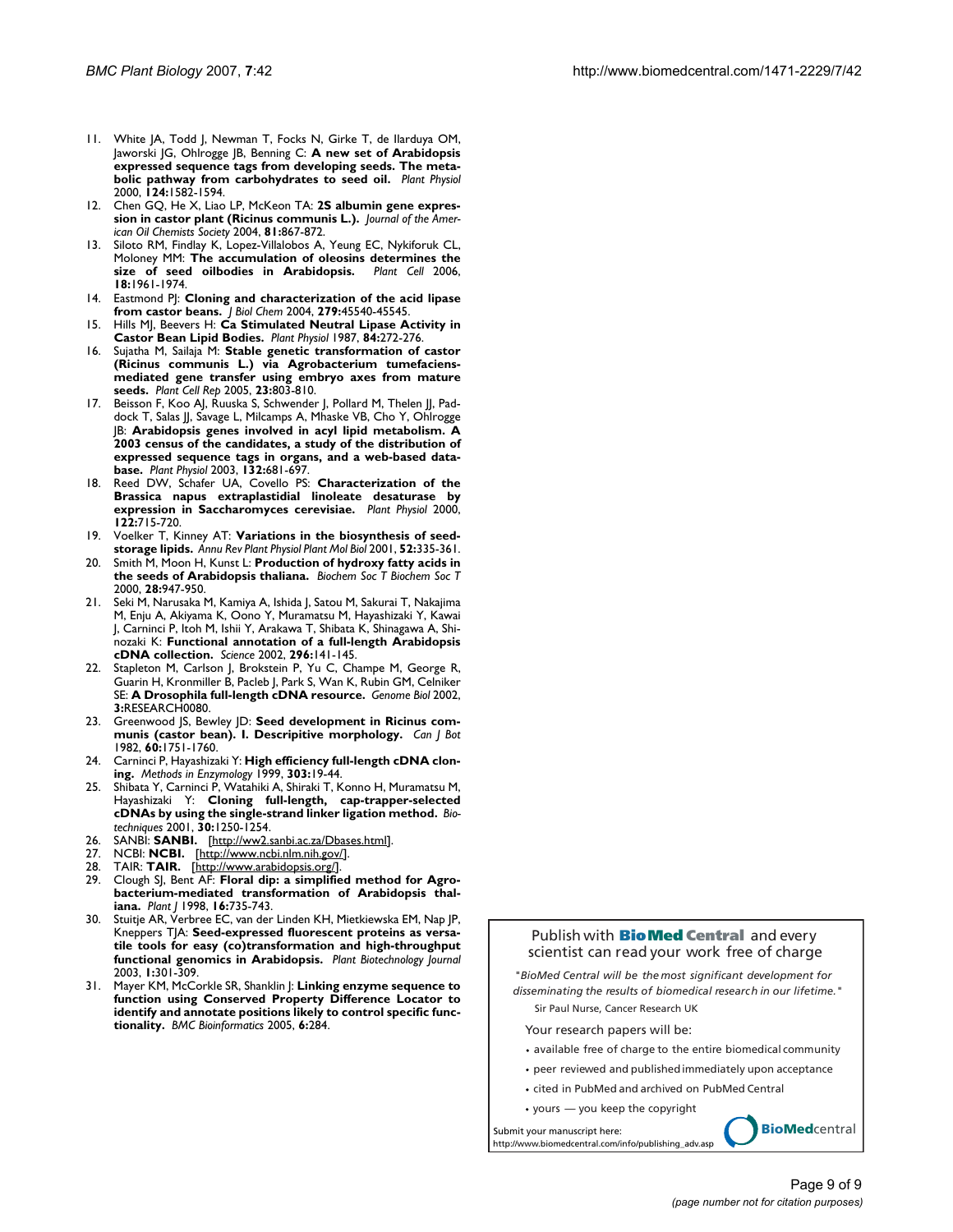11. White JA, Todd J, Newman T, Focks N, Girke T, de Ilarduya OM, Jaworski JG, Ohlrogge JB, Benning C: **A new set of Arabidopsis expressed sequence tags from developing seeds. The metabolic pathway from carbohydrates to seed oil.** *Plant Physiol* 2000, **124:**1582-1594.
12. Chen GQ, He X, Liao LP, McKeon TA: **2S albumin gene expression in castor plant (Ricinus communis L.).** *Journal of the American Oil Chemists Society* 2004, **81:**867-872.
13. Siloto RM, Findlay K, Lopez-Villalobos A, Yeung EC, Nykiforuk CL, Moloney MM: **The accumulation of oleosins determines the size of seed oilbodies in Arabidopsis.** *Plant Cell* 2006, **18:**1961-1974.
14. Eastmond PJ: **Cloning and characterization of the acid lipase from castor beans.** *J Biol Chem* 2004, **279:**45540-45545.
15. Hills MJ, Beevers H: **Ca Stimulated Neutral Lipase Activity in Castor Bean Lipid Bodies.** *Plant Physiol* 1987, **84:**272-276.
16. Sujatha M, Sailaja M: **Stable genetic transformation of castor (Ricinus communis L.) via Agrobacterium tumefaciens-mediated gene transfer using embryo axes from mature seeds.** *Plant Cell Rep* 2005, **23:**803-810.
17. Beisson F, Koo AJ, Ruuska S, Schwender J, Pollard M, Thelen JJ, Paddock T, Salas JJ, Savage L, Milcamps A, Mhaske VB, Cho Y, Ohlrogge JB: **Arabidopsis genes involved in acyl lipid metabolism. A 2003 census of the candidates, a study of the distribution of expressed sequence tags in organs, and a web-based database.** *Plant Physiol* 2003, **132:**681-697.
18. Reed DW, Schafer UA, Covello PS: **Characterization of the Brassica napus extraplastidial linoleate desaturase by expression in Saccharomyces cerevisiae.** *Plant Physiol* 2000, **122:**715-720.
19. Voelker T, Kinney AT: **Variations in the biosynthesis of seed-storage lipids.** *Annu Rev Plant Physiol Plant Mol Biol* 2001, **52:**335-361.
20. Smith M, Moon H, Kunst L: **Production of hydroxy fatty acids in the seeds of Arabidopsis thaliana.** *Biochem Soc T Biochem Soc T* 2000, **28:**947-950.
21. Seki M, Narusaka M, Kamiya A, Ishida J, Satou M, Sakurai T, Nakajima M, Enju A, Akiyama K, Oono Y, Muramatsu M, Hayashizaki Y, Kawai J, Carninci P, Itoh M, Ishii Y, Arakawa T, Shibata K, Shinagawa A, Shinozaki K: **Functional annotation of a full-length Arabidopsis cDNA collection.** *Science* 2002, **296:**141-145.
22. Stapleton M, Carlson J, Brokstein P, Yu C, Champe M, George R, Guarin H, Kronmiller B, Pacleb J, Park S, Wan K, Rubin GM, Celniker SE: **A Drosophila full-length cDNA resource.** *Genome Biol* 2002, **3:**RESEARCH0080.
23. Greenwood JS, Bewley JD: **Seed development in Ricinus communis (castor bean). I. Descripitive morphology.** *Can J Bot* 1982, **60:**1751-1760.
24. Carninci P, Hayashizaki Y: **High efficiency full-length cDNA cloning.** *Methods in Enzymology* 1999, **303:**19-44.
25. Shibata Y, Carninci P, Watahiki A, Shiraki T, Konno H, Muramatsu M, Hayashizaki Y: **Cloning full-length, cap-trapper-selected cDNAs by using the single-strand linker ligation method.** *Biotechniques* 2001, **30:**1250-1254.
26. SANBI: **SANBI.** [http://ww2.sanbi.ac.za/Dbases.html].
27. NCBI: **NCBI.** [http://www.ncbi.nlm.nih.gov/].
28. TAIR: **TAIR.** [http://www.arabidopsis.org/].
29. Clough SJ, Bent AF: **Floral dip: a simplified method for Agrobacterium-mediated transformation of Arabidopsis thaliana.** *Plant J* 1998, **16:**735-743.
30. Stuitje AR, Verbree EC, van der Linden KH, Mietkiewska EM, Nap JP, Kneppers TJA: **Seed-expressed fluorescent proteins as versatile tools for easy (co)transformation and high-throughput functional genomics in Arabidopsis.** *Plant Biotechnology Journal* 2003, **1:**301-309.
31. Mayer KM, McCorkle SR, Shanklin J: **Linking enzyme sequence to function using Conserved Property Difference Locator to identify and annotate positions likely to control specific functionality.** *BMC Bioinformatics* 2005, **6:**284.

Publish with **BioMed Central** and every scientist can read your work free of charge

*"BioMed Central will be the most significant development for disseminating the results of biomedical research in our lifetime."*

Sir Paul Nurse, Cancer Research UK

Your research papers will be:

- available free of charge to the entire biomedical community
- peer reviewed and published immediately upon acceptance
- cited in PubMed and archived on PubMed Central
- yours — you keep the copyright

Submit your manuscript here:
http://www.biomedcentral.com/info/publishing_adv.asp

BioMedcentral